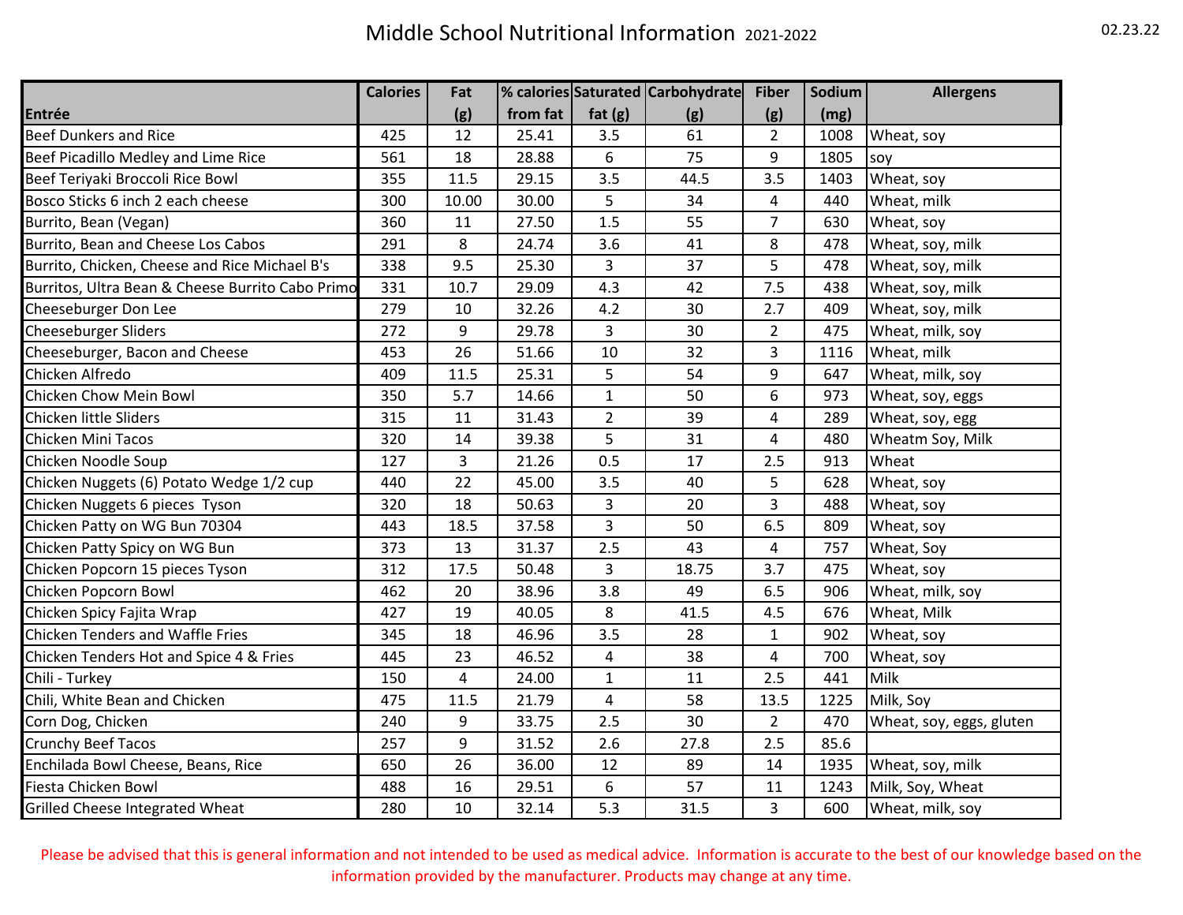# Middle School Nutritional Information 2021-2022

02.23.22

| Entrée | Calories | Fat (g) | % calories from fat | Saturated fat (g) | Carbohydrate (g) | Fiber (g) | Sodium (mg) | Allergens |
|---|---|---|---|---|---|---|---|---|
| Beef Dunkers and Rice | 425 | 12 | 25.41 | 3.5 | 61 | 2 | 1008 | Wheat, soy |
| Beef Picadillo Medley and Lime Rice | 561 | 18 | 28.88 | 6 | 75 | 9 | 1805 | soy |
| Beef Teriyaki Broccoli Rice Bowl | 355 | 11.5 | 29.15 | 3.5 | 44.5 | 3.5 | 1403 | Wheat, soy |
| Bosco Sticks 6 inch 2 each cheese | 300 | 10.00 | 30.00 | 5 | 34 | 4 | 440 | Wheat, milk |
| Burrito, Bean (Vegan) | 360 | 11 | 27.50 | 1.5 | 55 | 7 | 630 | Wheat, soy |
| Burrito, Bean and Cheese Los Cabos | 291 | 8 | 24.74 | 3.6 | 41 | 8 | 478 | Wheat, soy, milk |
| Burrito, Chicken, Cheese and Rice Michael B's | 338 | 9.5 | 25.30 | 3 | 37 | 5 | 478 | Wheat, soy, milk |
| Burritos, Ultra Bean & Cheese Burrito Cabo Primo | 331 | 10.7 | 29.09 | 4.3 | 42 | 7.5 | 438 | Wheat, soy, milk |
| Cheeseburger Don Lee | 279 | 10 | 32.26 | 4.2 | 30 | 2.7 | 409 | Wheat, soy, milk |
| Cheeseburger Sliders | 272 | 9 | 29.78 | 3 | 30 | 2 | 475 | Wheat, milk, soy |
| Cheeseburger, Bacon and Cheese | 453 | 26 | 51.66 | 10 | 32 | 3 | 1116 | Wheat, milk |
| Chicken Alfredo | 409 | 11.5 | 25.31 | 5 | 54 | 9 | 647 | Wheat, milk, soy |
| Chicken Chow Mein Bowl | 350 | 5.7 | 14.66 | 1 | 50 | 6 | 973 | Wheat, soy, eggs |
| Chicken little Sliders | 315 | 11 | 31.43 | 2 | 39 | 4 | 289 | Wheat, soy, egg |
| Chicken Mini Tacos | 320 | 14 | 39.38 | 5 | 31 | 4 | 480 | Wheatm Soy, Milk |
| Chicken Noodle Soup | 127 | 3 | 21.26 | 0.5 | 17 | 2.5 | 913 | Wheat |
| Chicken Nuggets (6) Potato Wedge 1/2 cup | 440 | 22 | 45.00 | 3.5 | 40 | 5 | 628 | Wheat, soy |
| Chicken Nuggets 6 pieces Tyson | 320 | 18 | 50.63 | 3 | 20 | 3 | 488 | Wheat, soy |
| Chicken Patty on WG Bun 70304 | 443 | 18.5 | 37.58 | 3 | 50 | 6.5 | 809 | Wheat, soy |
| Chicken Patty Spicy on WG Bun | 373 | 13 | 31.37 | 2.5 | 43 | 4 | 757 | Wheat, Soy |
| Chicken Popcorn 15 pieces Tyson | 312 | 17.5 | 50.48 | 3 | 18.75 | 3.7 | 475 | Wheat, soy |
| Chicken Popcorn Bowl | 462 | 20 | 38.96 | 3.8 | 49 | 6.5 | 906 | Wheat, milk, soy |
| Chicken Spicy Fajita Wrap | 427 | 19 | 40.05 | 8 | 41.5 | 4.5 | 676 | Wheat, Milk |
| Chicken Tenders and Waffle Fries | 345 | 18 | 46.96 | 3.5 | 28 | 1 | 902 | Wheat, soy |
| Chicken Tenders Hot and Spice 4 & Fries | 445 | 23 | 46.52 | 4 | 38 | 4 | 700 | Wheat, soy |
| Chili - Turkey | 150 | 4 | 24.00 | 1 | 11 | 2.5 | 441 | Milk |
| Chili, White Bean and Chicken | 475 | 11.5 | 21.79 | 4 | 58 | 13.5 | 1225 | Milk, Soy |
| Corn Dog, Chicken | 240 | 9 | 33.75 | 2.5 | 30 | 2 | 470 | Wheat, soy, eggs, gluten |
| Crunchy Beef Tacos | 257 | 9 | 31.52 | 2.6 | 27.8 | 2.5 | 85.6 | |
| Enchilada Bowl Cheese, Beans, Rice | 650 | 26 | 36.00 | 12 | 89 | 14 | 1935 | Wheat, soy, milk |
| Fiesta Chicken Bowl | 488 | 16 | 29.51 | 6 | 57 | 11 | 1243 | Milk, Soy, Wheat |
| Grilled Cheese Integrated Wheat | 280 | 10 | 32.14 | 5.3 | 31.5 | 3 | 600 | Wheat, milk, soy |

Please be advised that this is general information and not intended to be used as medical advice. Information is accurate to the best of our knowledge based on the information provided by the manufacturer. Products may change at any time.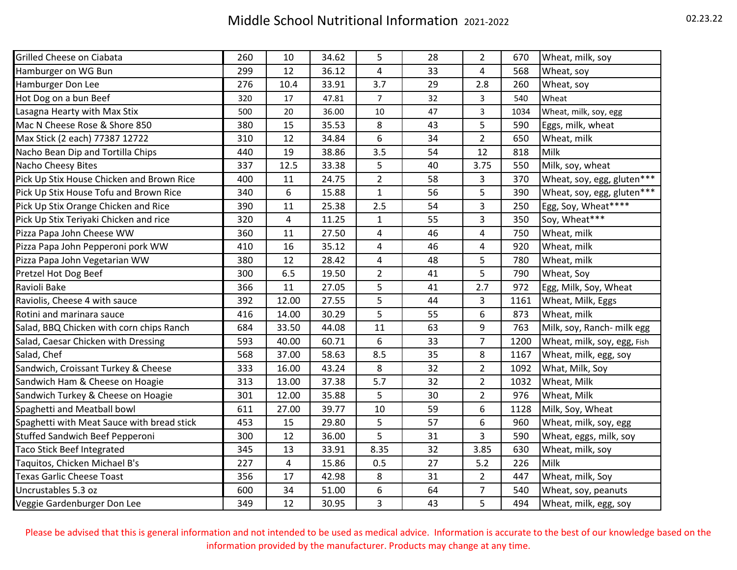# Middle School Nutritional Information 2021-2022

02.23.22

| | | | | | | | | |
|---|---|---|---|---|---|---|---|---|
| Grilled Cheese on Ciabata | 260 | 10 | 34.62 | 5 | 28 | 2 | 670 | Wheat, milk, soy |
| Hamburger on WG Bun | 299 | 12 | 36.12 | 4 | 33 | 4 | 568 | Wheat, soy |
| Hamburger Don Lee | 276 | 10.4 | 33.91 | 3.7 | 29 | 2.8 | 260 | Wheat, soy |
| Hot Dog on a bun Beef | 320 | 17 | 47.81 | 7 | 32 | 3 | 540 | Wheat |
| Lasagna Hearty with Max Stix | 500 | 20 | 36.00 | 10 | 47 | 3 | 1034 | Wheat, milk, soy, egg |
| Mac N Cheese Rose & Shore 850 | 380 | 15 | 35.53 | 8 | 43 | 5 | 590 | Eggs, milk, wheat |
| Max Stick (2 each) 77387 12722 | 310 | 12 | 34.84 | 6 | 34 | 2 | 650 | Wheat, milk |
| Nacho Bean Dip and Tortilla Chips | 440 | 19 | 38.86 | 3.5 | 54 | 12 | 818 | Milk |
| Nacho Cheesy Bites | 337 | 12.5 | 33.38 | 5 | 40 | 3.75 | 550 | Milk, soy, wheat |
| Pick Up Stix House Chicken and Brown Rice | 400 | 11 | 24.75 | 2 | 58 | 3 | 370 | Wheat, soy, egg, gluten*** |
| Pick Up Stix House Tofu and Brown Rice | 340 | 6 | 15.88 | 1 | 56 | 5 | 390 | Wheat, soy, egg, gluten*** |
| Pick Up Stix Orange Chicken and Rice | 390 | 11 | 25.38 | 2.5 | 54 | 3 | 250 | Egg, Soy, Wheat**** |
| Pick Up Stix Teriyaki Chicken and rice | 320 | 4 | 11.25 | 1 | 55 | 3 | 350 | Soy, Wheat*** |
| Pizza Papa John Cheese WW | 360 | 11 | 27.50 | 4 | 46 | 4 | 750 | Wheat, milk |
| Pizza Papa John Pepperoni pork WW | 410 | 16 | 35.12 | 4 | 46 | 4 | 920 | Wheat, milk |
| Pizza Papa John Vegetarian WW | 380 | 12 | 28.42 | 4 | 48 | 5 | 780 | Wheat, milk |
| Pretzel Hot Dog Beef | 300 | 6.5 | 19.50 | 2 | 41 | 5 | 790 | Wheat, Soy |
| Ravioli Bake | 366 | 11 | 27.05 | 5 | 41 | 2.7 | 972 | Egg, Milk, Soy, Wheat |
| Raviolis, Cheese 4 with sauce | 392 | 12.00 | 27.55 | 5 | 44 | 3 | 1161 | Wheat, Milk, Eggs |
| Rotini and marinara sauce | 416 | 14.00 | 30.29 | 5 | 55 | 6 | 873 | Wheat, milk |
| Salad, BBQ Chicken with corn chips Ranch | 684 | 33.50 | 44.08 | 11 | 63 | 9 | 763 | Milk, soy, Ranch- milk egg |
| Salad, Caesar Chicken with Dressing | 593 | 40.00 | 60.71 | 6 | 33 | 7 | 1200 | Wheat, milk, soy, egg, Fish |
| Salad, Chef | 568 | 37.00 | 58.63 | 8.5 | 35 | 8 | 1167 | Wheat, milk, egg, soy |
| Sandwich, Croissant Turkey & Cheese | 333 | 16.00 | 43.24 | 8 | 32 | 2 | 1092 | What, Milk, Soy |
| Sandwich Ham & Cheese on Hoagie | 313 | 13.00 | 37.38 | 5.7 | 32 | 2 | 1032 | Wheat, Milk |
| Sandwich Turkey & Cheese on Hoagie | 301 | 12.00 | 35.88 | 5 | 30 | 2 | 976 | Wheat, Milk |
| Spaghetti and Meatball bowl | 611 | 27.00 | 39.77 | 10 | 59 | 6 | 1128 | Milk, Soy, Wheat |
| Spaghetti with Meat Sauce with bread stick | 453 | 15 | 29.80 | 5 | 57 | 6 | 960 | Wheat, milk, soy, egg |
| Stuffed Sandwich Beef Pepperoni | 300 | 12 | 36.00 | 5 | 31 | 3 | 590 | Wheat, eggs, milk, soy |
| Taco Stick Beef Integrated | 345 | 13 | 33.91 | 8.35 | 32 | 3.85 | 630 | Wheat, milk, soy |
| Taquitos, Chicken Michael B's | 227 | 4 | 15.86 | 0.5 | 27 | 5.2 | 226 | Milk |
| Texas Garlic Cheese Toast | 356 | 17 | 42.98 | 8 | 31 | 2 | 447 | Wheat, milk, Soy |
| Uncrustables 5.3 oz | 600 | 34 | 51.00 | 6 | 64 | 7 | 540 | Wheat, soy, peanuts |
| Veggie Gardenburger Don Lee | 349 | 12 | 30.95 | 3 | 43 | 5 | 494 | Wheat, milk, egg, soy |

Please be advised that this is general information and not intended to be used as medical advice. Information is accurate to the best of our knowledge based on the information provided by the manufacturer. Products may change at any time.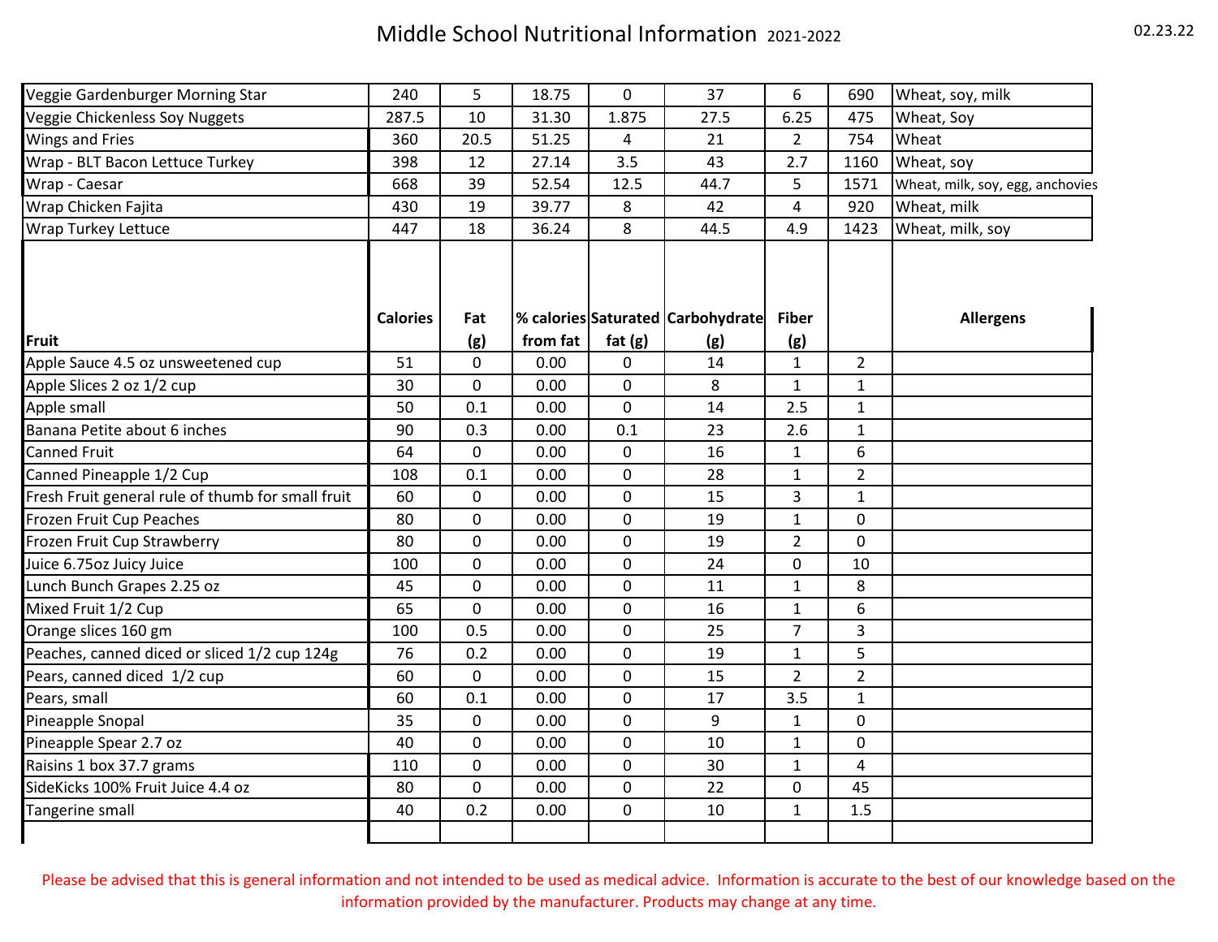# Middle School Nutritional Information 2021-2022

| Veggie Gardenburger Morning Star | 240 | 5 | 18.75 | 0 | 37 | 6 | 690 | Wheat, soy, milk |
|---|---|---|---|---|---|---|---|---|
| Veggie Chickenless Soy Nuggets | 287.5 | 10 | 31.30 | 1.875 | 27.5 | 6.25 | 475 | Wheat, Soy |
| Wings and Fries | 360 | 20.5 | 51.25 | 4 | 21 | 2 | 754 | Wheat |
| Wrap - BLT Bacon Lettuce Turkey | 398 | 12 | 27.14 | 3.5 | 43 | 2.7 | 1160 | Wheat, soy |
| Wrap - Caesar | 668 | 39 | 52.54 | 12.5 | 44.7 | 5 | 1571 | Wheat, milk, soy, egg, anchovies |
| Wrap Chicken Fajita | 430 | 19 | 39.77 | 8 | 42 | 4 | 920 | Wheat, milk |
| Wrap Turkey Lettuce | 447 | 18 | 36.24 | 8 | 44.5 | 4.9 | 1423 | Wheat, milk, soy |

| Fruit | Calories | Fat (g) | % calories from fat | Saturated fat (g) | Carbohydrate (g) | Fiber (g) | | Allergens |
|---|---|---|---|---|---|---|---|---|
| Apple Sauce 4.5 oz unsweetened cup | 51 | 0 | 0.00 | 0 | 14 | 1 | 2 | |
| Apple Slices 2 oz 1/2 cup | 30 | 0 | 0.00 | 0 | 8 | 1 | 1 | |
| Apple small | 50 | 0.1 | 0.00 | 0 | 14 | 2.5 | 1 | |
| Banana Petite about 6 inches | 90 | 0.3 | 0.00 | 0.1 | 23 | 2.6 | 1 | |
| Canned Fruit | 64 | 0 | 0.00 | 0 | 16 | 1 | 6 | |
| Canned Pineapple 1/2 Cup | 108 | 0.1 | 0.00 | 0 | 28 | 1 | 2 | |
| Fresh Fruit general rule of thumb for small fruit | 60 | 0 | 0.00 | 0 | 15 | 3 | 1 | |
| Frozen Fruit Cup Peaches | 80 | 0 | 0.00 | 0 | 19 | 1 | 0 | |
| Frozen Fruit Cup Strawberry | 80 | 0 | 0.00 | 0 | 19 | 2 | 0 | |
| Juice 6.75oz Juicy Juice | 100 | 0 | 0.00 | 0 | 24 | 0 | 10 | |
| Lunch Bunch Grapes 2.25 oz | 45 | 0 | 0.00 | 0 | 11 | 1 | 8 | |
| Mixed Fruit 1/2 Cup | 65 | 0 | 0.00 | 0 | 16 | 1 | 6 | |
| Orange slices 160 gm | 100 | 0.5 | 0.00 | 0 | 25 | 7 | 3 | |
| Peaches, canned diced or sliced 1/2 cup 124g | 76 | 0.2 | 0.00 | 0 | 19 | 1 | 5 | |
| Pears, canned diced 1/2 cup | 60 | 0 | 0.00 | 0 | 15 | 2 | 2 | |
| Pears, small | 60 | 0.1 | 0.00 | 0 | 17 | 3.5 | 1 | |
| Pineapple Snopal | 35 | 0 | 0.00 | 0 | 9 | 1 | 0 | |
| Pineapple Spear 2.7 oz | 40 | 0 | 0.00 | 0 | 10 | 1 | 0 | |
| Raisins 1 box 37.7 grams | 110 | 0 | 0.00 | 0 | 30 | 1 | 4 | |
| SideKicks 100% Fruit Juice 4.4 oz | 80 | 0 | 0.00 | 0 | 22 | 0 | 45 | |
| Tangerine small | 40 | 0.2 | 0.00 | 0 | 10 | 1 | 1.5 | |
| | | | | | | | | |

Please be advised that this is general information and not intended to be used as medical advice. Information is accurate to the best of our knowledge based on the information provided by the manufacturer. Products may change at any time.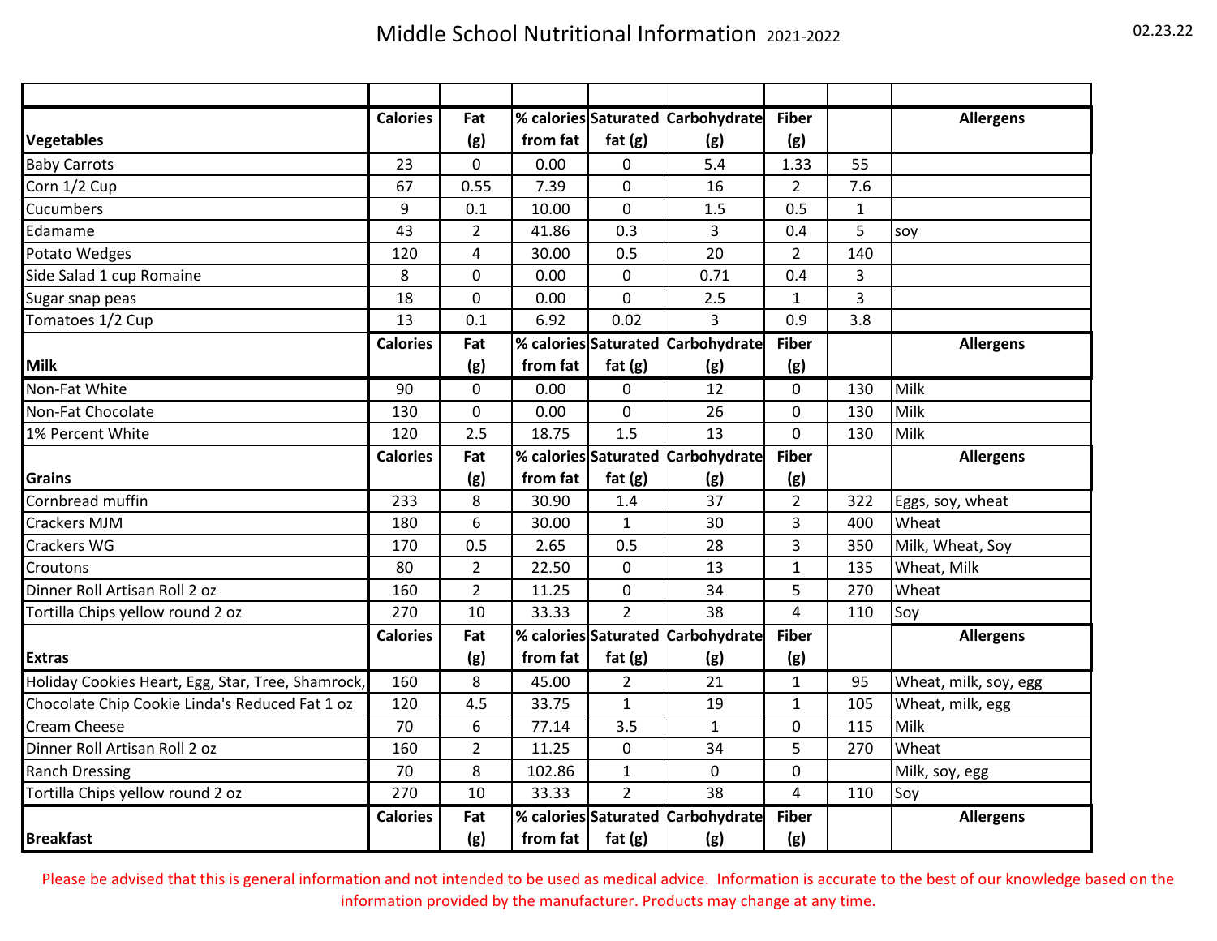# Middle School Nutritional Information 2021-2022

02.23.22

| | | | | | | | | |
|---|---|---|---|---|---|---|---|---|
| **Vegetables** | **Calories** | **Fat (g)** | **% calories from fat** | **Saturated fat (g)** | **Carbohydrate (g)** | **Fiber (g)** | | **Allergens** |
| Baby Carrots | 23 | 0 | 0.00 | 0 | 5.4 | 1.33 | 55 | |
| Corn 1/2 Cup | 67 | 0.55 | 7.39 | 0 | 16 | 2 | 7.6 | |
| Cucumbers | 9 | 0.1 | 10.00 | 0 | 1.5 | 0.5 | 1 | |
| Edamame | 43 | 2 | 41.86 | 0.3 | 3 | 0.4 | 5 | soy |
| Potato Wedges | 120 | 4 | 30.00 | 0.5 | 20 | 2 | 140 | |
| Side Salad 1 cup Romaine | 8 | 0 | 0.00 | 0 | 0.71 | 0.4 | 3 | |
| Sugar snap peas | 18 | 0 | 0.00 | 0 | 2.5 | 1 | 3 | |
| Tomatoes 1/2 Cup | 13 | 0.1 | 6.92 | 0.02 | 3 | 0.9 | 3.8 | |
| **Milk** | **Calories** | **Fat (g)** | **% calories from fat** | **Saturated fat (g)** | **Carbohydrate (g)** | **Fiber (g)** | | **Allergens** |
| Non-Fat White | 90 | 0 | 0.00 | 0 | 12 | 0 | 130 | Milk |
| Non-Fat Chocolate | 130 | 0 | 0.00 | 0 | 26 | 0 | 130 | Milk |
| 1% Percent White | 120 | 2.5 | 18.75 | 1.5 | 13 | 0 | 130 | Milk |
| **Grains** | **Calories** | **Fat (g)** | **% calories from fat** | **Saturated fat (g)** | **Carbohydrate (g)** | **Fiber (g)** | | **Allergens** |
| Cornbread muffin | 233 | 8 | 30.90 | 1.4 | 37 | 2 | 322 | Eggs, soy, wheat |
| Crackers MJM | 180 | 6 | 30.00 | 1 | 30 | 3 | 400 | Wheat |
| Crackers WG | 170 | 0.5 | 2.65 | 0.5 | 28 | 3 | 350 | Milk, Wheat, Soy |
| Croutons | 80 | 2 | 22.50 | 0 | 13 | 1 | 135 | Wheat, Milk |
| Dinner Roll Artisan Roll 2 oz | 160 | 2 | 11.25 | 0 | 34 | 5 | 270 | Wheat |
| Tortilla Chips yellow round 2 oz | 270 | 10 | 33.33 | 2 | 38 | 4 | 110 | Soy |
| **Extras** | **Calories** | **Fat (g)** | **% calories from fat** | **Saturated fat (g)** | **Carbohydrate (g)** | **Fiber (g)** | | **Allergens** |
| Holiday Cookies Heart, Egg, Star, Tree, Shamrock, | 160 | 8 | 45.00 | 2 | 21 | 1 | 95 | Wheat, milk, soy, egg |
| Chocolate Chip Cookie Linda's Reduced Fat 1 oz | 120 | 4.5 | 33.75 | 1 | 19 | 1 | 105 | Wheat, milk, egg |
| Cream Cheese | 70 | 6 | 77.14 | 3.5 | 1 | 0 | 115 | Milk |
| Dinner Roll Artisan Roll 2 oz | 160 | 2 | 11.25 | 0 | 34 | 5 | 270 | Wheat |
| Ranch Dressing | 70 | 8 | 102.86 | 1 | 0 | 0 | | Milk, soy, egg |
| Tortilla Chips yellow round 2 oz | 270 | 10 | 33.33 | 2 | 38 | 4 | 110 | Soy |
| **Breakfast** | **Calories** | **Fat (g)** | **% calories from fat** | **Saturated fat (g)** | **Carbohydrate (g)** | **Fiber (g)** | | **Allergens** |

Please be advised that this is general information and not intended to be used as medical advice. Information is accurate to the best of our knowledge based on the information provided by the manufacturer. Products may change at any time.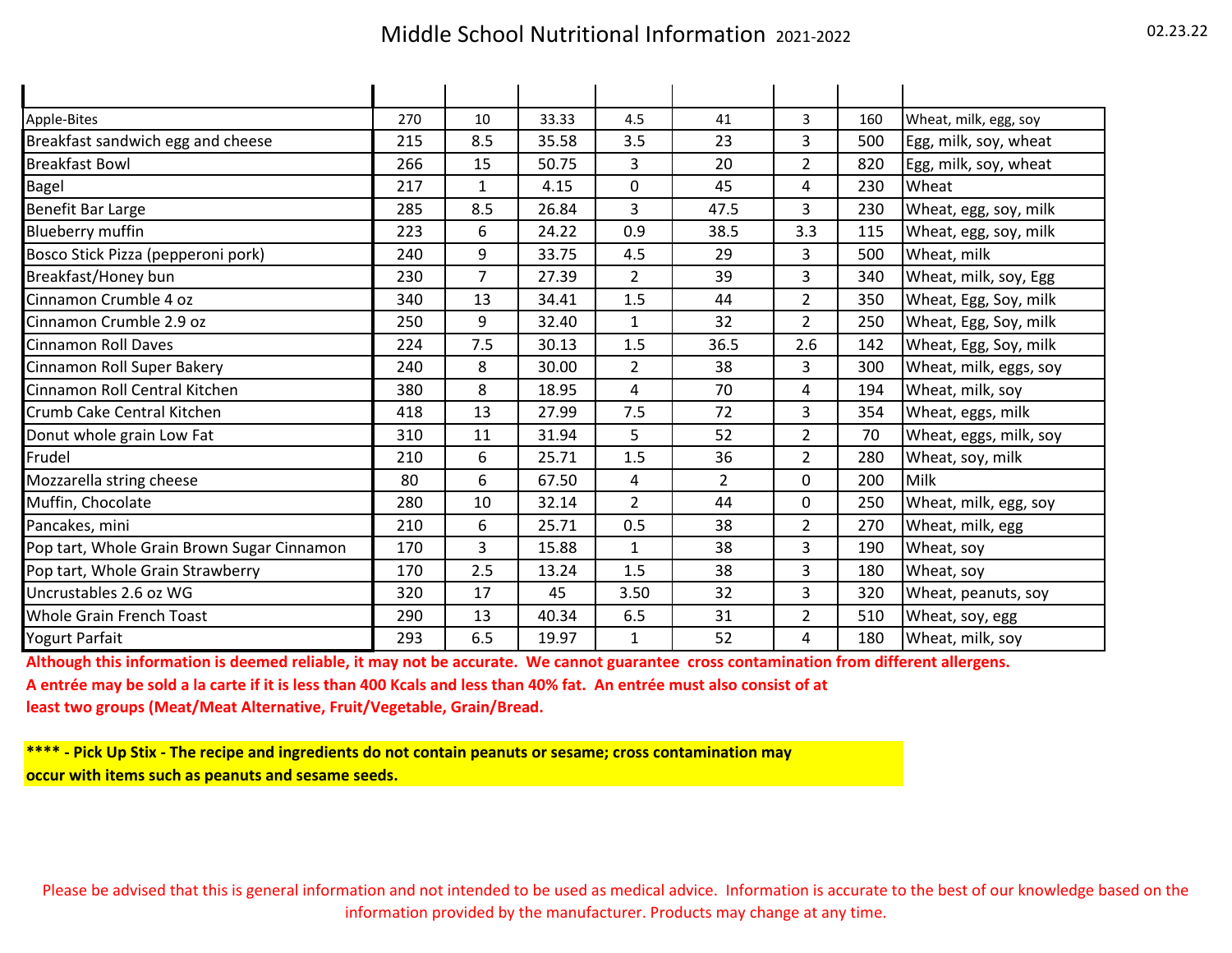# Middle School Nutritional Information 2021-2022

02.23.22

| | | | | | | | | |
|---|---|---|---|---|---|---|---|---|
| Apple-Bites | 270 | 10 | 33.33 | 4.5 | 41 | 3 | 160 | Wheat, milk, egg, soy |
| Breakfast sandwich egg and cheese | 215 | 8.5 | 35.58 | 3.5 | 23 | 3 | 500 | Egg, milk, soy, wheat |
| Breakfast Bowl | 266 | 15 | 50.75 | 3 | 20 | 2 | 820 | Egg, milk, soy, wheat |
| Bagel | 217 | 1 | 4.15 | 0 | 45 | 4 | 230 | Wheat |
| Benefit Bar Large | 285 | 8.5 | 26.84 | 3 | 47.5 | 3 | 230 | Wheat, egg, soy, milk |
| Blueberry muffin | 223 | 6 | 24.22 | 0.9 | 38.5 | 3.3 | 115 | Wheat, egg, soy, milk |
| Bosco Stick Pizza (pepperoni pork) | 240 | 9 | 33.75 | 4.5 | 29 | 3 | 500 | Wheat, milk |
| Breakfast/Honey bun | 230 | 7 | 27.39 | 2 | 39 | 3 | 340 | Wheat, milk, soy, Egg |
| Cinnamon Crumble 4 oz | 340 | 13 | 34.41 | 1.5 | 44 | 2 | 350 | Wheat, Egg, Soy, milk |
| Cinnamon Crumble 2.9 oz | 250 | 9 | 32.40 | 1 | 32 | 2 | 250 | Wheat, Egg, Soy, milk |
| Cinnamon Roll Daves | 224 | 7.5 | 30.13 | 1.5 | 36.5 | 2.6 | 142 | Wheat, Egg, Soy, milk |
| Cinnamon Roll Super Bakery | 240 | 8 | 30.00 | 2 | 38 | 3 | 300 | Wheat, milk, eggs, soy |
| Cinnamon Roll Central Kitchen | 380 | 8 | 18.95 | 4 | 70 | 4 | 194 | Wheat, milk, soy |
| Crumb Cake Central Kitchen | 418 | 13 | 27.99 | 7.5 | 72 | 3 | 354 | Wheat, eggs, milk |
| Donut whole grain Low Fat | 310 | 11 | 31.94 | 5 | 52 | 2 | 70 | Wheat, eggs, milk, soy |
| Frudel | 210 | 6 | 25.71 | 1.5 | 36 | 2 | 280 | Wheat, soy, milk |
| Mozzarella string cheese | 80 | 6 | 67.50 | 4 | 2 | 0 | 200 | Milk |
| Muffin, Chocolate | 280 | 10 | 32.14 | 2 | 44 | 0 | 250 | Wheat, milk, egg, soy |
| Pancakes, mini | 210 | 6 | 25.71 | 0.5 | 38 | 2 | 270 | Wheat, milk, egg |
| Pop tart, Whole Grain Brown Sugar Cinnamon | 170 | 3 | 15.88 | 1 | 38 | 3 | 190 | Wheat, soy |
| Pop tart, Whole Grain Strawberry | 170 | 2.5 | 13.24 | 1.5 | 38 | 3 | 180 | Wheat, soy |
| Uncrustables 2.6 oz WG | 320 | 17 | 45 | 3.50 | 32 | 3 | 320 | Wheat, peanuts, soy |
| Whole Grain French Toast | 290 | 13 | 40.34 | 6.5 | 31 | 2 | 510 | Wheat, soy, egg |
| Yogurt Parfait | 293 | 6.5 | 19.97 | 1 | 52 | 4 | 180 | Wheat, milk, soy |

**Although this information is deemed reliable, it may not be accurate. We cannot guarantee cross contamination from different allergens.**
**A entrée may be sold a la carte if it is less than 400 Kcals and less than 40% fat. An entrée must also consist of at least two groups (Meat/Meat Alternative, Fruit/Vegetable, Grain/Bread.**

**\*\*\*\* - Pick Up Stix - The recipe and ingredients do not contain peanuts or sesame; cross contamination may occur with items such as peanuts and sesame seeds.**

Please be advised that this is general information and not intended to be used as medical advice. Information is accurate to the best of our knowledge based on the information provided by the manufacturer. Products may change at any time.